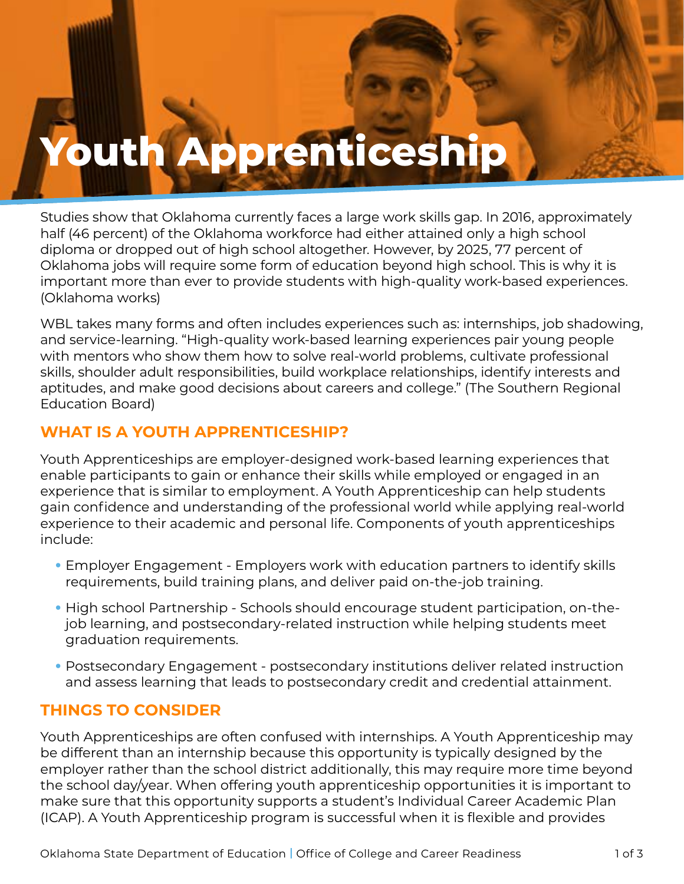# Youth Apprenticeship

Studies show that Oklahoma currently faces a large work skills gap. In 2016, approximately half (46 percent) of the Oklahoma workforce had either attained only a high school diploma or dropped out of high school altogether. However, by 2025, 77 percent of Oklahoma jobs will require some form of education beyond high school. This is why it is important more than ever to provide students with high-quality work-based experiences. (Oklahoma works)

WBL takes many forms and often includes experiences such as: internships, job shadowing, and service-learning. "High-quality work-based learning experiences pair young people with mentors who show them how to solve real-world problems, cultivate professional skills, shoulder adult responsibilities, build workplace relationships, identify interests and aptitudes, and make good decisions about careers and college." (The Southern Regional Education Board)

## WHAT IS A YOUTH APPRENTICESHIP?

Youth Apprenticeships are employer-designed work-based learning experiences that enable participants to gain or enhance their skills while employed or engaged in an experience that is similar to employment. A Youth Apprenticeship can help students gain confidence and understanding of the professional world while applying real-world experience to their academic and personal life. Components of youth apprenticeships include:

- Employer Engagement - Employers work with education partners to identify skills requirements, build training plans, and deliver paid on-the-job training.
- High school Partnership - Schools should encourage student participation, on-the-job learning, and postsecondary-related instruction while helping students meet graduation requirements.
- Postsecondary Engagement - postsecondary institutions deliver related instruction and assess learning that leads to postsecondary credit and credential attainment.

## THINGS TO CONSIDER

Youth Apprenticeships are often confused with internships. A Youth Apprenticeship may be different than an internship because this opportunity is typically designed by the employer rather than the school district additionally, this may require more time beyond the school day/year. When offering youth apprenticeship opportunities it is important to make sure that this opportunity supports a student's Individual Career Academic Plan (ICAP). A Youth Apprenticeship program is successful when it is flexible and provides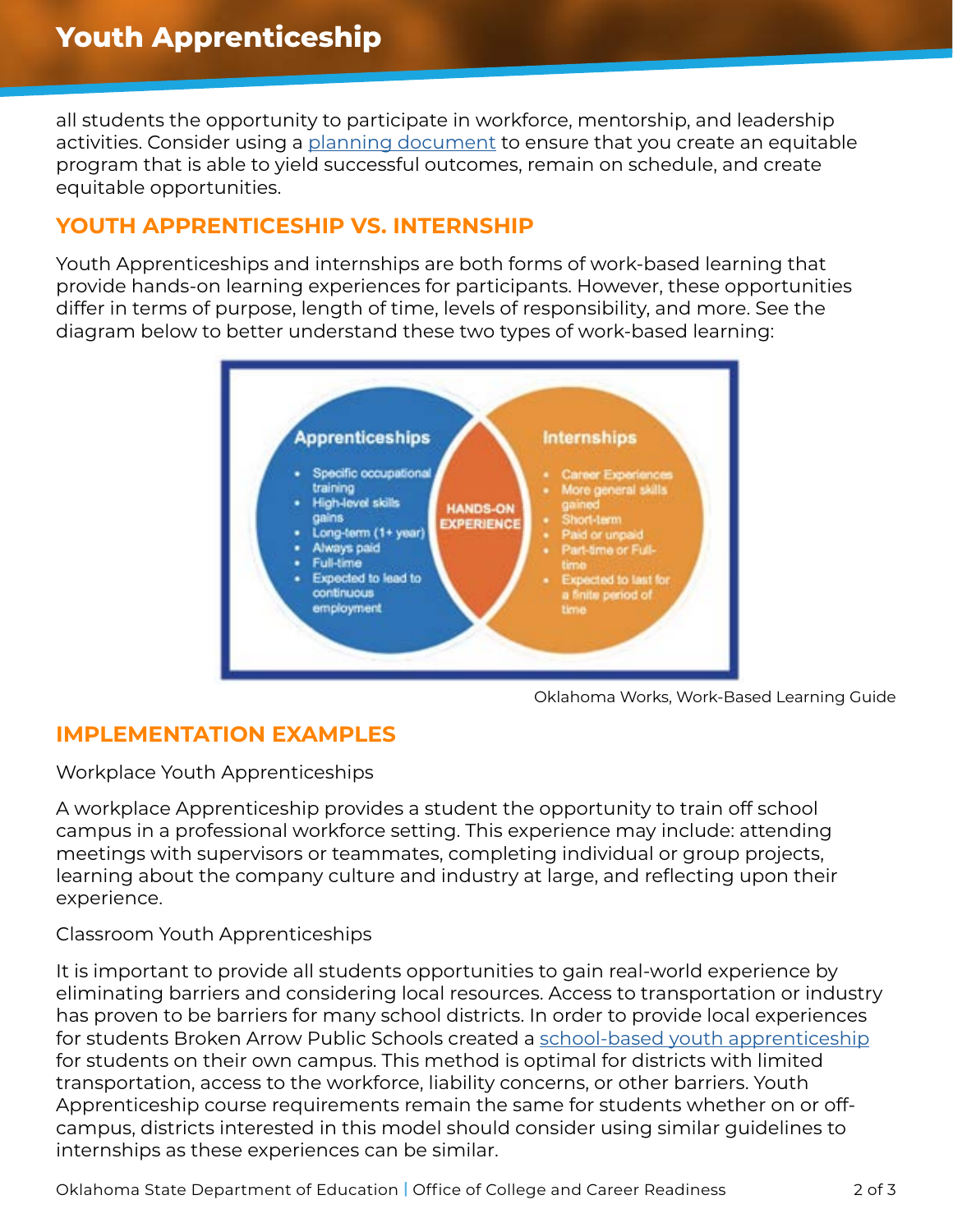all students the opportunity to participate in workforce, mentorship, and leadership activities. Consider using a [planning document]() to ensure that you create an equitable program that is able to yield successful outcomes, remain on schedule, and create equitable opportunities.

## YOUTH APPRENTICESHIP VS. INTERNSHIP

Youth Apprenticeships and internships are both forms of work-based learning that provide hands-on learning experiences for participants. However, these opportunities differ in terms of purpose, length of time, levels of responsibility, and more. See the diagram below to better understand these two types of work-based learning:

**Apprenticeships**

- Specific occupational training
- High-level skills gains
- Long-term (1+ year)
- Always paid
- Full-time
- Expected to lead to continuous employment

**HANDS-ON EXPERIENCE**

**Internships**

- Career Experiences
- More general skills gained
- Short-term
- Paid or unpaid
- Part-time or Full-time
- Expected to last for a finite period of time

Oklahoma Works, Work-Based Learning Guide

## IMPLEMENTATION EXAMPLES

Workplace Youth Apprenticeships

A workplace Apprenticeship provides a student the opportunity to train off school campus in a professional workforce setting. This experience may include: attending meetings with supervisors or teammates, completing individual or group projects, learning about the company culture and industry at large, and reflecting upon their experience.

Classroom Youth Apprenticeships

It is important to provide all students opportunities to gain real-world experience by eliminating barriers and considering local resources. Access to transportation or industry has proven to be barriers for many school districts. In order to provide local experiences for students Broken Arrow Public Schools created a [school-based youth apprenticeship]() for students on their own campus. This method is optimal for districts with limited transportation, access to the workforce, liability concerns, or other barriers. Youth Apprenticeship course requirements remain the same for students whether on or off-campus, districts interested in this model should consider using similar guidelines to internships as these experiences can be similar.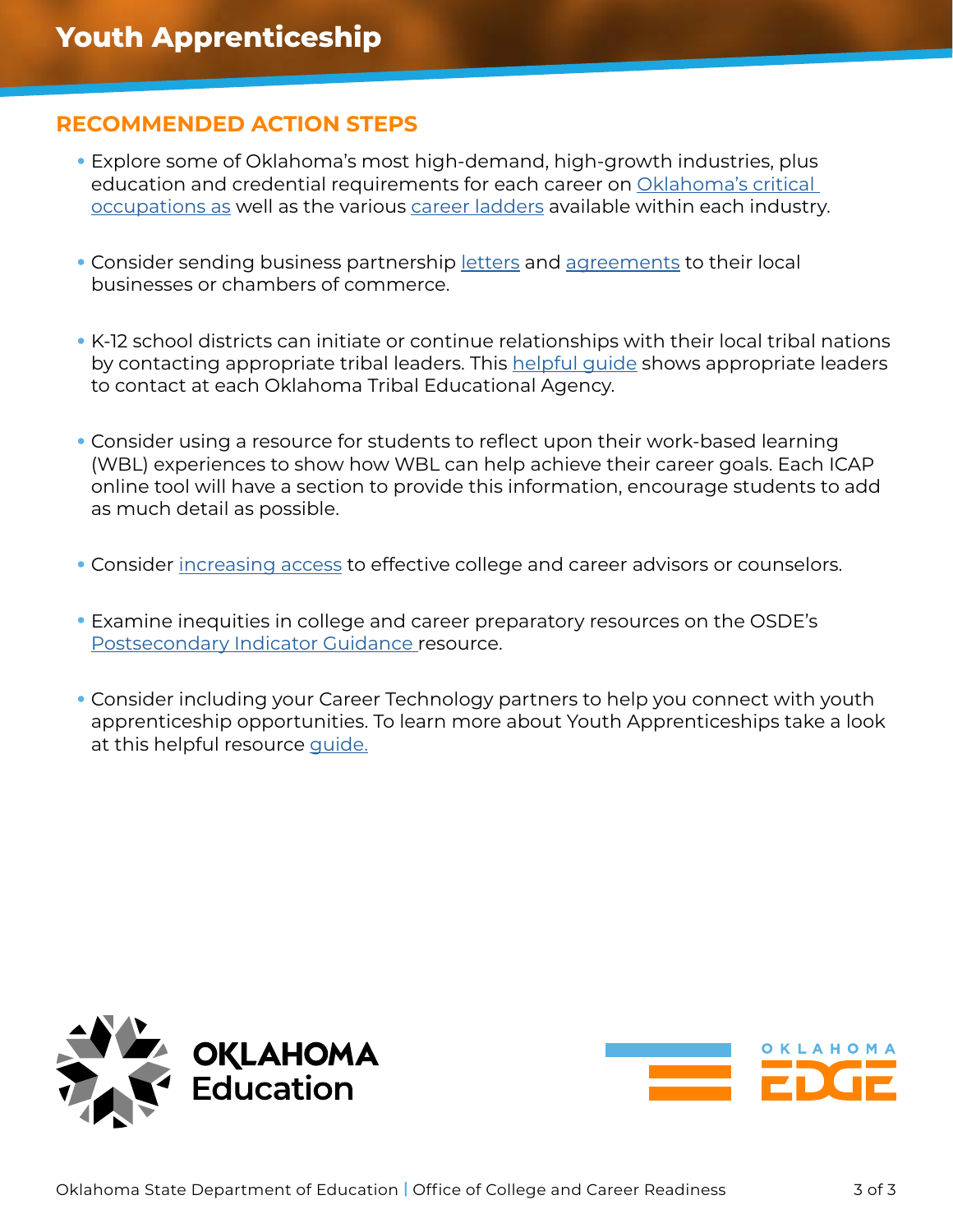# Youth Apprenticeship

## RECOMMENDED ACTION STEPS

- Explore some of Oklahoma's most high-demand, high-growth industries, plus education and credential requirements for each career on Oklahoma's critical occupations as well as the various career ladders available within each industry.
- Consider sending business partnership letters and agreements to their local businesses or chambers of commerce.
- K-12 school districts can initiate or continue relationships with their local tribal nations by contacting appropriate tribal leaders. This helpful guide shows appropriate leaders to contact at each Oklahoma Tribal Educational Agency.
- Consider using a resource for students to reflect upon their work-based learning (WBL) experiences to show how WBL can help achieve their career goals. Each ICAP online tool will have a section to provide this information, encourage students to add as much detail as possible.
- Consider increasing access to effective college and career advisors or counselors.
- Examine inequities in college and career preparatory resources on the OSDE's Postsecondary Indicator Guidance resource.
- Consider including your Career Technology partners to help you connect with youth apprenticeship opportunities. To learn more about Youth Apprenticeships take a look at this helpful resource guide.

OKLAHOMA Education

OKLAHOMA EDGE

Oklahoma State Department of Education | Office of College and Career Readiness